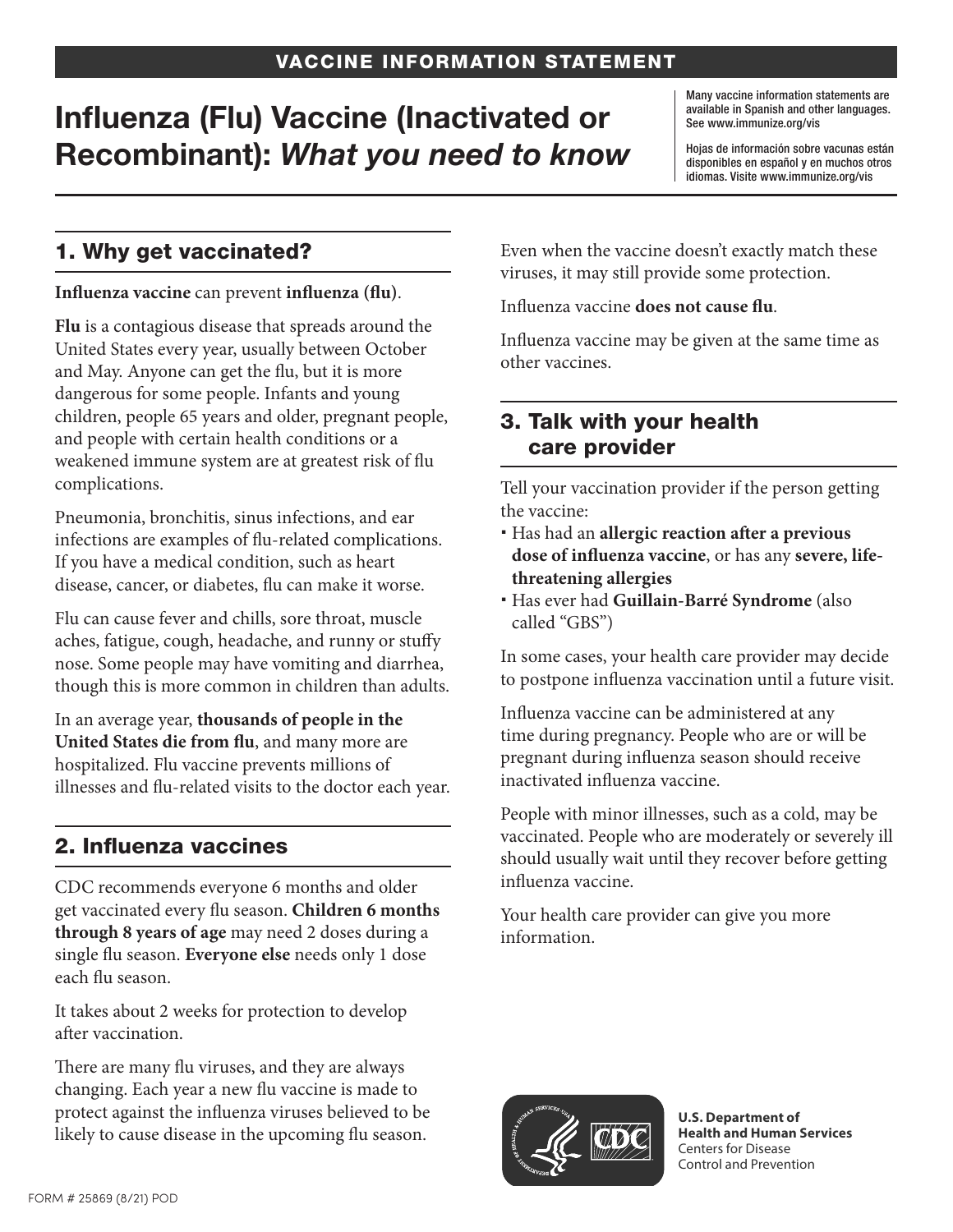VACCINE INFORMATION STATEMENT

# Influenza (Flu) Vaccine (Inactivated or Recombinant): *What you need to know*

Many vaccine information statements are available in Spanish and other languages. See www.immunize.org/vis

Hojas de información sobre vacunas están disponibles en español y en muchos otros idiomas. Visite www.immunize.org/vis

## 1. Why get vaccinated?

**Influenza vaccine** can prevent **influenza (flu)**.

**Flu** is a contagious disease that spreads around the United States every year, usually between October and May. Anyone can get the flu, but it is more dangerous for some people. Infants and young children, people 65 years and older, pregnant people, and people with certain health conditions or a weakened immune system are at greatest risk of flu complications.

Pneumonia, bronchitis, sinus infections, and ear infections are examples of flu-related complications. If you have a medical condition, such as heart disease, cancer, or diabetes, flu can make it worse.

Flu can cause fever and chills, sore throat, muscle aches, fatigue, cough, headache, and runny or stuffy nose. Some people may have vomiting and diarrhea, though this is more common in children than adults.

In an average year, **thousands of people in the United States die from flu**, and many more are hospitalized. Flu vaccine prevents millions of illnesses and flu-related visits to the doctor each year.

## 2. Influenza vaccines

CDC recommends everyone 6 months and older get vaccinated every flu season. **Children 6 months through 8 years of age** may need 2 doses during a single flu season. **Everyone else** needs only 1 dose each flu season.

It takes about 2 weeks for protection to develop after vaccination.

There are many flu viruses, and they are always changing. Each year a new flu vaccine is made to protect against the influenza viruses believed to be likely to cause disease in the upcoming flu season. Even when the vaccine doesn't exactly match these viruses, it may still provide some protection.

Influenza vaccine **does not cause flu**.

Influenza vaccine may be given at the same time as other vaccines.

## 3. Talk with your health care provider

Tell your vaccination provider if the person getting the vaccine:

- Has had an **allergic reaction after a previous dose of influenza vaccine**, or has any **severe, life-threatening allergies**
- Has ever had **Guillain-Barré Syndrome** (also called "GBS")

In some cases, your health care provider may decide to postpone influenza vaccination until a future visit.

Influenza vaccine can be administered at any time during pregnancy. People who are or will be pregnant during influenza season should receive inactivated influenza vaccine.

People with minor illnesses, such as a cold, may be vaccinated. People who are moderately or severely ill should usually wait until they recover before getting influenza vaccine.

Your health care provider can give you more information.

**U.S. Department of Health and Human Services**
Centers for Disease Control and Prevention

FORM # 25869 (8/21) POD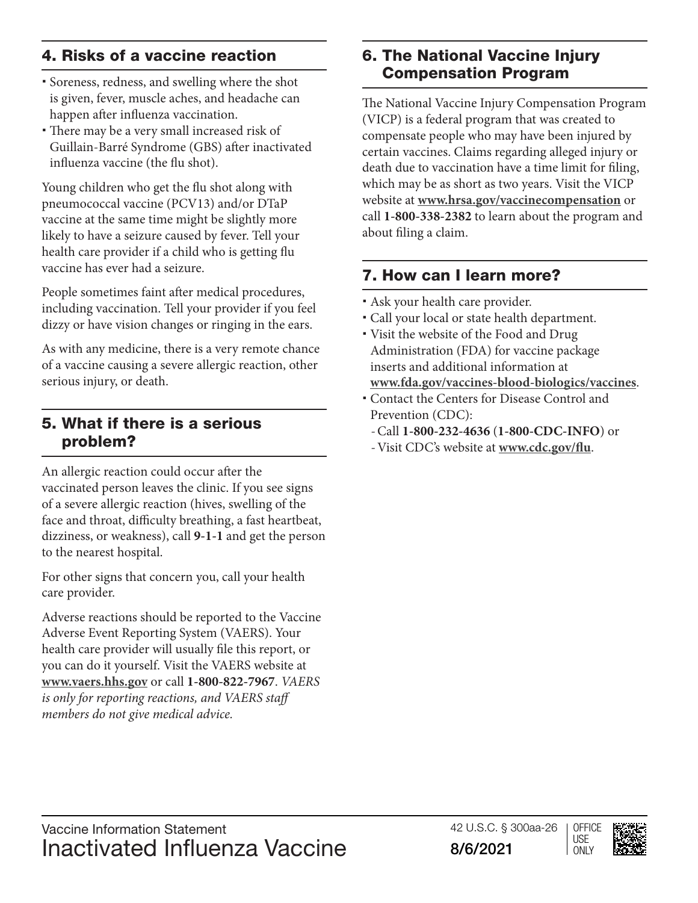## 4. Risks of a vaccine reaction

- Soreness, redness, and swelling where the shot is given, fever, muscle aches, and headache can happen after influenza vaccination.
- There may be a very small increased risk of Guillain-Barré Syndrome (GBS) after inactivated influenza vaccine (the flu shot).

Young children who get the flu shot along with pneumococcal vaccine (PCV13) and/or DTaP vaccine at the same time might be slightly more likely to have a seizure caused by fever. Tell your health care provider if a child who is getting flu vaccine has ever had a seizure.

People sometimes faint after medical procedures, including vaccination. Tell your provider if you feel dizzy or have vision changes or ringing in the ears.

As with any medicine, there is a very remote chance of a vaccine causing a severe allergic reaction, other serious injury, or death.

## 5. What if there is a serious problem?

An allergic reaction could occur after the vaccinated person leaves the clinic. If you see signs of a severe allergic reaction (hives, swelling of the face and throat, difficulty breathing, a fast heartbeat, dizziness, or weakness), call **9-1-1** and get the person to the nearest hospital.

For other signs that concern you, call your health care provider.

Adverse reactions should be reported to the Vaccine Adverse Event Reporting System (VAERS). Your health care provider will usually file this report, or you can do it yourself. Visit the VAERS website at **www.vaers.hhs.gov** or call **1-800-822-7967**. *VAERS is only for reporting reactions, and VAERS staff members do not give medical advice.*

## 6. The National Vaccine Injury Compensation Program

The National Vaccine Injury Compensation Program (VICP) is a federal program that was created to compensate people who may have been injured by certain vaccines. Claims regarding alleged injury or death due to vaccination have a time limit for filing, which may be as short as two years. Visit the VICP website at **www.hrsa.gov/vaccinecompensation** or call **1-800-338-2382** to learn about the program and about filing a claim.

## 7. How can I learn more?

- Ask your health care provider.
- Call your local or state health department.
- Visit the website of the Food and Drug Administration (FDA) for vaccine package inserts and additional information at **www.fda.gov/vaccines-blood-biologics/vaccines**.
- Contact the Centers for Disease Control and Prevention (CDC):
  - Call **1-800-232-4636** (**1-800-CDC-INFO**) or
  - Visit CDC's website at **www.cdc.gov/flu**.

Vaccine Information Statement
Inactivated Influenza Vaccine

42 U.S.C. § 300aa-26

**8/6/2021**

OFFICE USE ONLY